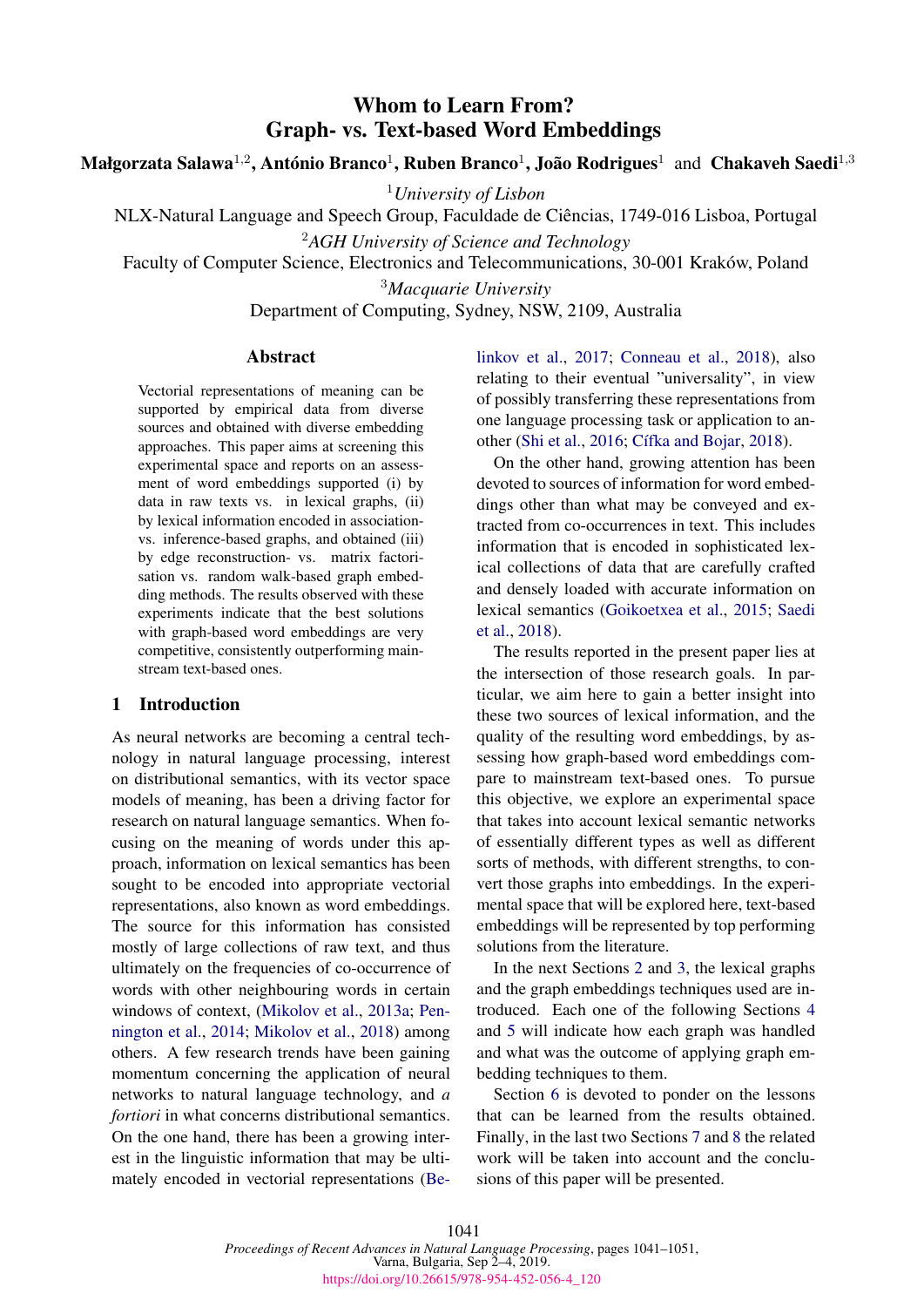# Whom to Learn From?
# Graph- vs. Text-based Word Embeddings

**Małgorzata Salawa**[1,2], **António Branco**[1], **Ruben Branco**[1], **João Rodrigues**[1] and **Chakaveh Saedi**[1,3]

[1]*University of Lisbon*
NLX-Natural Language and Speech Group, Faculdade de Ciências, 1749-016 Lisboa, Portugal
[2]*AGH University of Science and Technology*
Faculty of Computer Science, Electronics and Telecommunications, 30-001 Kraków, Poland
[3]*Macquarie University*
Department of Computing, Sydney, NSW, 2109, Australia

## Abstract

Vectorial representations of meaning can be supported by empirical data from diverse sources and obtained with diverse embedding approaches. This paper aims at screening this experimental space and reports on an assessment of word embeddings supported (i) by data in raw texts vs. in lexical graphs, (ii) by lexical information encoded in association- vs. inference-based graphs, and obtained (iii) by edge reconstruction- vs. matrix factorisation vs. random walk-based graph embedding methods. The results observed with these experiments indicate that the best solutions with graph-based word embeddings are very competitive, consistently outperforming mainstream text-based ones.

## 1 Introduction

As neural networks are becoming a central technology in natural language processing, interest on distributional semantics, with its vector space models of meaning, has been a driving factor for research on natural language semantics. When focusing on the meaning of words under this approach, information on lexical semantics has been sought to be encoded into appropriate vectorial representations, also known as word embeddings. The source for this information has consisted mostly of large collections of raw text, and thus ultimately on the frequencies of co-occurrence of words with other neighbouring words in certain windows of context, (Mikolov et al., 2013a; Pennington et al., 2014; Mikolov et al., 2018) among others. A few research trends have been gaining momentum concerning the application of neural networks to natural language technology, and *a fortiori* in what concerns distributional semantics. On the one hand, there has been a growing interest in the linguistic information that may be ultimately encoded in vectorial representations (Belinkov et al., 2017; Conneau et al., 2018), also relating to their eventual "universality", in view of possibly transferring these representations from one language processing task or application to another (Shi et al., 2016; Cífka and Bojar, 2018).

On the other hand, growing attention has been devoted to sources of information for word embeddings other than what may be conveyed and extracted from co-occurrences in text. This includes information that is encoded in sophisticated lexical collections of data that are carefully crafted and densely loaded with accurate information on lexical semantics (Goikoetxea et al., 2015; Saedi et al., 2018).

The results reported in the present paper lies at the intersection of those research goals. In particular, we aim here to gain a better insight into these two sources of lexical information, and the quality of the resulting word embeddings, by assessing how graph-based word embeddings compare to mainstream text-based ones. To pursue this objective, we explore an experimental space that takes into account lexical semantic networks of essentially different types as well as different sorts of methods, with different strengths, to convert those graphs into embeddings. In the experimental space that will be explored here, text-based embeddings will be represented by top performing solutions from the literature.

In the next Sections 2 and 3, the lexical graphs and the graph embeddings techniques used are introduced. Each one of the following Sections 4 and 5 will indicate how each graph was handled and what was the outcome of applying graph embedding techniques to them.

Section 6 is devoted to ponder on the lessons that can be learned from the results obtained. Finally, in the last two Sections 7 and 8 the related work will be taken into account and the conclusions of this paper will be presented.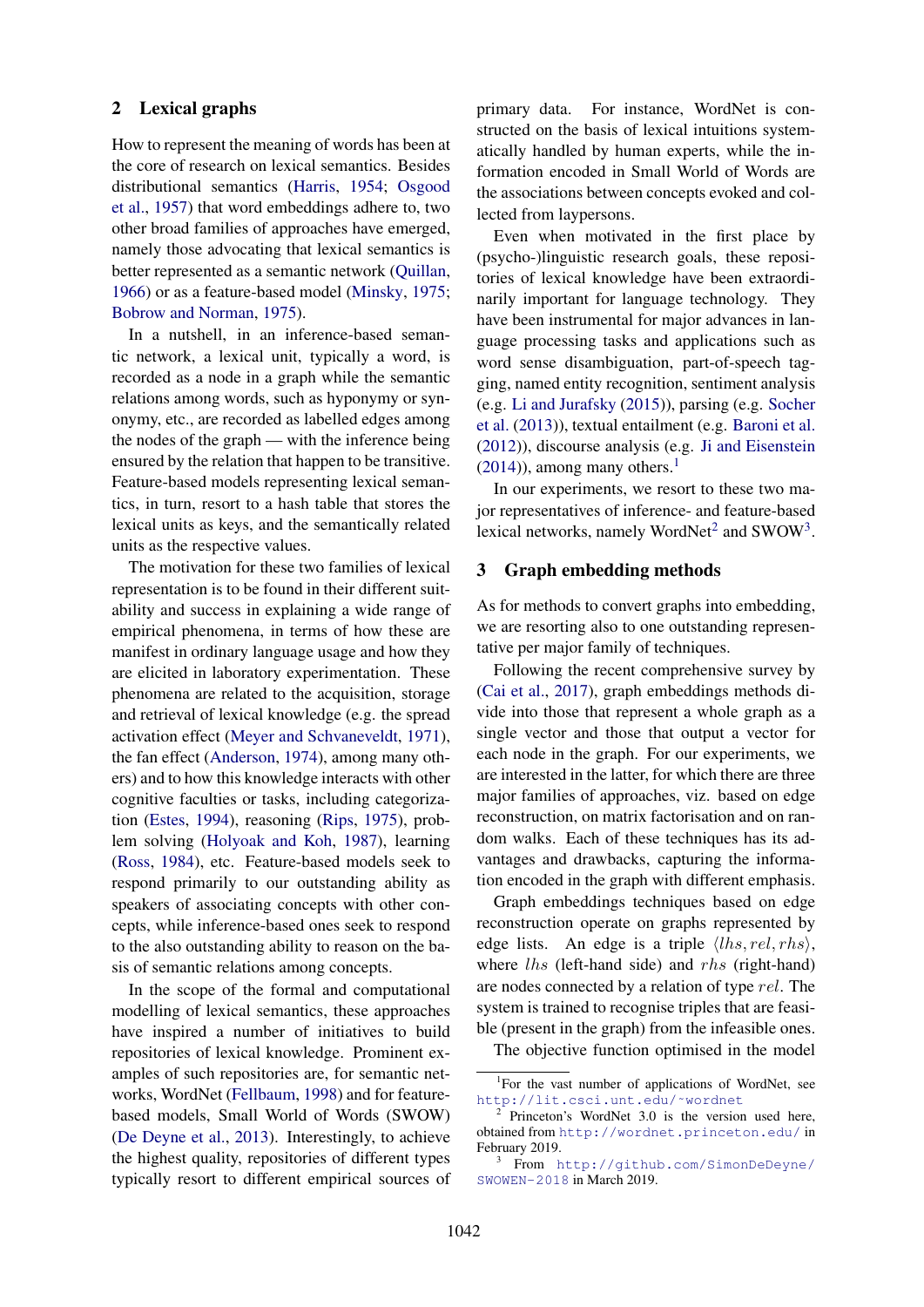## 2 Lexical graphs

How to represent the meaning of words has been at the core of research on lexical semantics. Besides distributional semantics (Harris, 1954; Osgood et al., 1957) that word embeddings adhere to, two other broad families of approaches have emerged, namely those advocating that lexical semantics is better represented as a semantic network (Quillan, 1966) or as a feature-based model (Minsky, 1975; Bobrow and Norman, 1975).

In a nutshell, in an inference-based semantic network, a lexical unit, typically a word, is recorded as a node in a graph while the semantic relations among words, such as hyponymy or synonymy, etc., are recorded as labelled edges among the nodes of the graph — with the inference being ensured by the relation that happen to be transitive. Feature-based models representing lexical semantics, in turn, resort to a hash table that stores the lexical units as keys, and the semantically related units as the respective values.

The motivation for these two families of lexical representation is to be found in their different suitability and success in explaining a wide range of empirical phenomena, in terms of how these are manifest in ordinary language usage and how they are elicited in laboratory experimentation. These phenomena are related to the acquisition, storage and retrieval of lexical knowledge (e.g. the spread activation effect (Meyer and Schvaneveldt, 1971), the fan effect (Anderson, 1974), among many others) and to how this knowledge interacts with other cognitive faculties or tasks, including categorization (Estes, 1994), reasoning (Rips, 1975), problem solving (Holyoak and Koh, 1987), learning (Ross, 1984), etc. Feature-based models seek to respond primarily to our outstanding ability as speakers of associating concepts with other concepts, while inference-based ones seek to respond to the also outstanding ability to reason on the basis of semantic relations among concepts.

In the scope of the formal and computational modelling of lexical semantics, these approaches have inspired a number of initiatives to build repositories of lexical knowledge. Prominent examples of such repositories are, for semantic networks, WordNet (Fellbaum, 1998) and for feature-based models, Small World of Words (SWOW) (De Deyne et al., 2013). Interestingly, to achieve the highest quality, repositories of different types typically resort to different empirical sources of primary data. For instance, WordNet is constructed on the basis of lexical intuitions systematically handled by human experts, while the information encoded in Small World of Words are the associations between concepts evoked and collected from laypersons.

Even when motivated in the first place by (psycho-)linguistic research goals, these repositories of lexical knowledge have been extraordinarily important for language technology. They have been instrumental for major advances in language processing tasks and applications such as word sense disambiguation, part-of-speech tagging, named entity recognition, sentiment analysis (e.g. Li and Jurafsky (2015)), parsing (e.g. Socher et al. (2013)), textual entailment (e.g. Baroni et al. (2012)), discourse analysis (e.g. Ji and Eisenstein (2014)), among many others.[1]

In our experiments, we resort to these two major representatives of inference- and feature-based lexical networks, namely WordNet[2] and SWOW[3].

## 3 Graph embedding methods

As for methods to convert graphs into embedding, we are resorting also to one outstanding representative per major family of techniques.

Following the recent comprehensive survey by (Cai et al., 2017), graph embeddings methods divide into those that represent a whole graph as a single vector and those that output a vector for each node in the graph. For our experiments, we are interested in the latter, for which there are three major families of approaches, viz. based on edge reconstruction, on matrix factorisation and on random walks. Each of these techniques has its advantages and drawbacks, capturing the information encoded in the graph with different emphasis.

Graph embeddings techniques based on edge reconstruction operate on graphs represented by edge lists. An edge is a triple $\langle lhs, rel, rhs \rangle$, where $lhs$ (left-hand side) and $rhs$ (right-hand) are nodes connected by a relation of type $rel$. The system is trained to recognise triples that are feasible (present in the graph) from the infeasible ones.

The objective function optimised in the model

[1] For the vast number of applications of WordNet, see http://lit.csci.unt.edu/~wordnet

[2] Princeton's WordNet 3.0 is the version used here, obtained from http://wordnet.princeton.edu/ in February 2019.

[3] From http://github.com/SimonDeDeyne/SWOWEN-2018 in March 2019.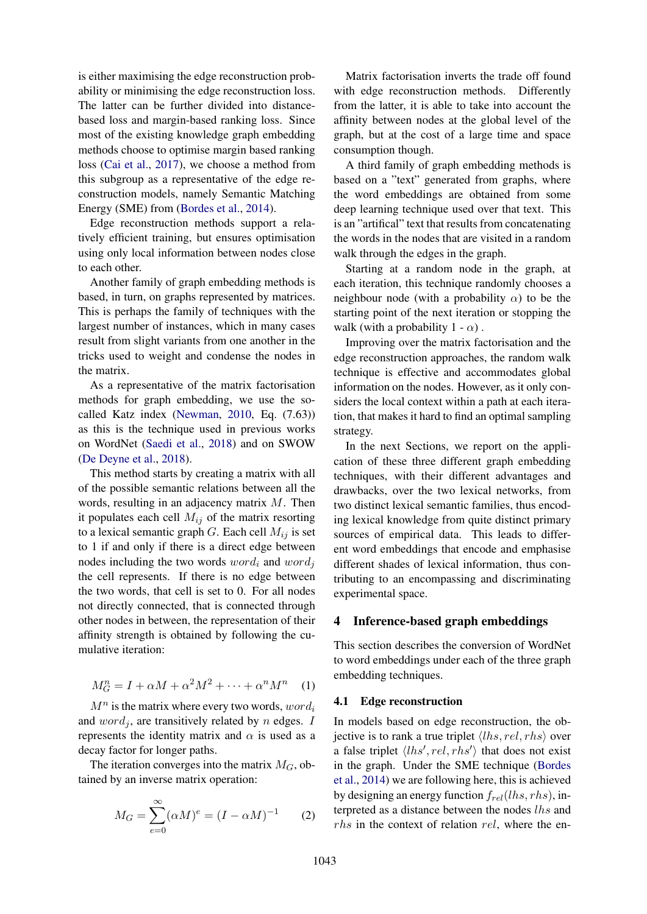is either maximising the edge reconstruction probability or minimising the edge reconstruction loss. The latter can be further divided into distance-based loss and margin-based ranking loss. Since most of the existing knowledge graph embedding methods choose to optimise margin based ranking loss (Cai et al., 2017), we choose a method from this subgroup as a representative of the edge reconstruction models, namely Semantic Matching Energy (SME) from (Bordes et al., 2014).

Edge reconstruction methods support a relatively efficient training, but ensures optimisation using only local information between nodes close to each other.

Another family of graph embedding methods is based, in turn, on graphs represented by matrices. This is perhaps the family of techniques with the largest number of instances, which in many cases result from slight variants from one another in the tricks used to weight and condense the nodes in the matrix.

As a representative of the matrix factorisation methods for graph embedding, we use the so-called Katz index (Newman, 2010, Eq. (7.63)) as this is the technique used in previous works on WordNet (Saedi et al., 2018) and on SWOW (De Deyne et al., 2018).

This method starts by creating a matrix with all of the possible semantic relations between all the words, resulting in an adjacency matrix $M$. Then it populates each cell $M_{ij}$ of the matrix resorting to a lexical semantic graph $G$. Each cell $M_{ij}$ is set to 1 if and only if there is a direct edge between nodes including the two words $word_i$ and $word_j$ the cell represents. If there is no edge between the two words, that cell is set to 0. For all nodes not directly connected, that is connected through other nodes in between, the representation of their affinity strength is obtained by following the cumulative iteration:

$$M_G^n = I + \alpha M + \alpha^2 M^2 + \cdots + \alpha^n M^n \quad (1)$$

$M^n$ is the matrix where every two words, $word_i$ and $word_j$, are transitively related by $n$ edges. $I$ represents the identity matrix and $\alpha$ is used as a decay factor for longer paths.

The iteration converges into the matrix $M_G$, obtained by an inverse matrix operation:

$$M_G = \sum_{e=0}^{\infty} (\alpha M)^e = (I - \alpha M)^{-1} \quad (2)$$

Matrix factorisation inverts the trade off found with edge reconstruction methods. Differently from the latter, it is able to take into account the affinity between nodes at the global level of the graph, but at the cost of a large time and space consumption though.

A third family of graph embedding methods is based on a "text" generated from graphs, where the word embeddings are obtained from some deep learning technique used over that text. This is an "artifical" text that results from concatenating the words in the nodes that are visited in a random walk through the edges in the graph.

Starting at a random node in the graph, at each iteration, this technique randomly chooses a neighbour node (with a probability $\alpha$) to be the starting point of the next iteration or stopping the walk (with a probability 1 - $\alpha$) .

Improving over the matrix factorisation and the edge reconstruction approaches, the random walk technique is effective and accommodates global information on the nodes. However, as it only considers the local context within a path at each iteration, that makes it hard to find an optimal sampling strategy.

In the next Sections, we report on the application of these three different graph embedding techniques, with their different advantages and drawbacks, over the two lexical networks, from two distinct lexical semantic families, thus encoding lexical knowledge from quite distinct primary sources of empirical data. This leads to different word embeddings that encode and emphasise different shades of lexical information, thus contributing to an encompassing and discriminating experimental space.

## 4 Inference-based graph embeddings

This section describes the conversion of WordNet to word embeddings under each of the three graph embedding techniques.

### 4.1 Edge reconstruction

In models based on edge reconstruction, the objective is to rank a true triplet $\langle lhs, rel, rhs \rangle$ over a false triplet $\langle lhs', rel, rhs' \rangle$ that does not exist in the graph. Under the SME technique (Bordes et al., 2014) we are following here, this is achieved by designing an energy function $f_{rel}(lhs, rhs)$, interpreted as a distance between the nodes $lhs$ and $rhs$ in the context of relation $rel$, where the en-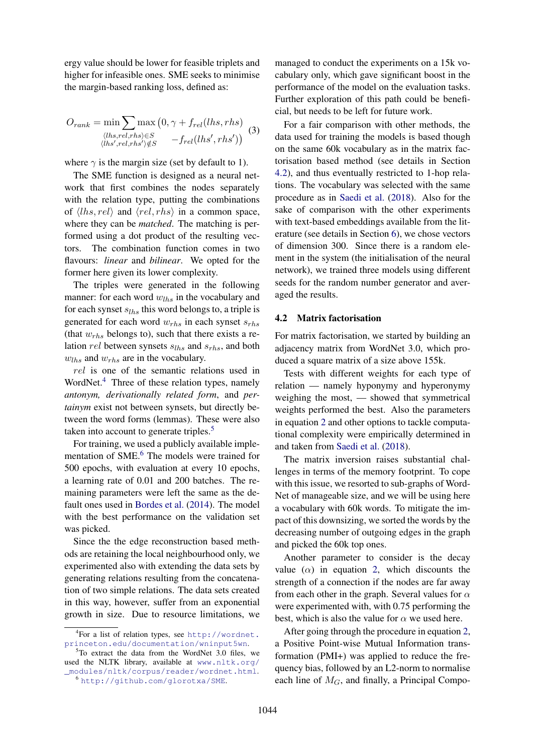ergy value should be lower for feasible triplets and higher for infeasible ones. SME seeks to minimise the margin-based ranking loss, defined as:

$$O_{rank} = \min \sum_{\substack{\langle lhs,rel,rhs\rangle \in S \\ \langle lhs',rel,rhs'\rangle \notin S}} \max \big(0, \gamma + f_{rel}(lhs, rhs) - f_{rel}(lhs', rhs')\big) \quad (3)$$

where $\gamma$ is the margin size (set by default to 1).

The SME function is designed as a neural network that first combines the nodes separately with the relation type, putting the combinations of $\langle lhs, rel\rangle$ and $\langle rel, rhs\rangle$ in a common space, where they can be *matched*. The matching is performed using a dot product of the resulting vectors. The combination function comes in two flavours: *linear* and *bilinear*. We opted for the former here given its lower complexity.

The triples were generated in the following manner: for each word $w_{lhs}$ in the vocabulary and for each synset $s_{lhs}$ this word belongs to, a triple is generated for each word $w_{rhs}$ in each synset $s_{rhs}$ (that $w_{rhs}$ belongs to), such that there exists a relation $rel$ between synsets $s_{lhs}$ and $s_{rhs}$, and both $w_{lhs}$ and $w_{rhs}$ are in the vocabulary.

$rel$ is one of the semantic relations used in WordNet.[4] Three of these relation types, namely *antonym, derivationally related form*, and *pertainym* exist not between synsets, but directly between the word forms (lemmas). These were also taken into account to generate triples.[5]

For training, we used a publicly available implementation of SME.[6] The models were trained for 500 epochs, with evaluation at every 10 epochs, a learning rate of 0.01 and 200 batches. The remaining parameters were left the same as the default ones used in Bordes et al. (2014). The model with the best performance on the validation set was picked.

Since the the edge reconstruction based methods are retaining the local neighbourhood only, we experimented also with extending the data sets by generating relations resulting from the concatenation of two simple relations. The data sets created in this way, however, suffer from an exponential growth in size. Due to resource limitations, we managed to conduct the experiments on a 15k vocabulary only, which gave significant boost in the performance of the model on the evaluation tasks. Further exploration of this path could be beneficial, but needs to be left for future work.

For a fair comparison with other methods, the data used for training the models is based though on the same 60k vocabulary as in the matrix factorisation based method (see details in Section 4.2), and thus eventually restricted to 1-hop relations. The vocabulary was selected with the same procedure as in Saedi et al. (2018). Also for the sake of comparison with the other experiments with text-based embeddings available from the literature (see details in Section 6), we chose vectors of dimension 300. Since there is a random element in the system (the initialisation of the neural network), we trained three models using different seeds for the random number generator and averaged the results.

### 4.2 Matrix factorisation

For matrix factorisation, we started by building an adjacency matrix from WordNet 3.0, which produced a square matrix of a size above 155k.

Tests with different weights for each type of relation — namely hyponymy and hyperonymy weighing the most, — showed that symmetrical weights performed the best. Also the parameters in equation 2 and other options to tackle computational complexity were empirically determined in and taken from Saedi et al. (2018).

The matrix inversion raises substantial challenges in terms of the memory footprint. To cope with this issue, we resorted to sub-graphs of WordNet of manageable size, and we will be using here a vocabulary with 60k words. To mitigate the impact of this downsizing, we sorted the words by the decreasing number of outgoing edges in the graph and picked the 60k top ones.

Another parameter to consider is the decay value ($\alpha$) in equation 2, which discounts the strength of a connection if the nodes are far away from each other in the graph. Several values for $\alpha$ were experimented with, with 0.75 performing the best, which is also the value for $\alpha$ we used here.

After going through the procedure in equation 2, a Positive Point-wise Mutual Information transformation (PMI+) was applied to reduce the frequency bias, followed by an L2-norm to normalise each line of $M_G$, and finally, a Principal Compo-

[4] For a list of relation types, see http://wordnet.princeton.edu/documentation/wninput5wn.

[5] To extract the data from the WordNet 3.0 files, we used the NLTK library, available at www.nltk.org/_modules/nltk/corpus/reader/wordnet.html.

[6] http://github.com/glorotxa/SME.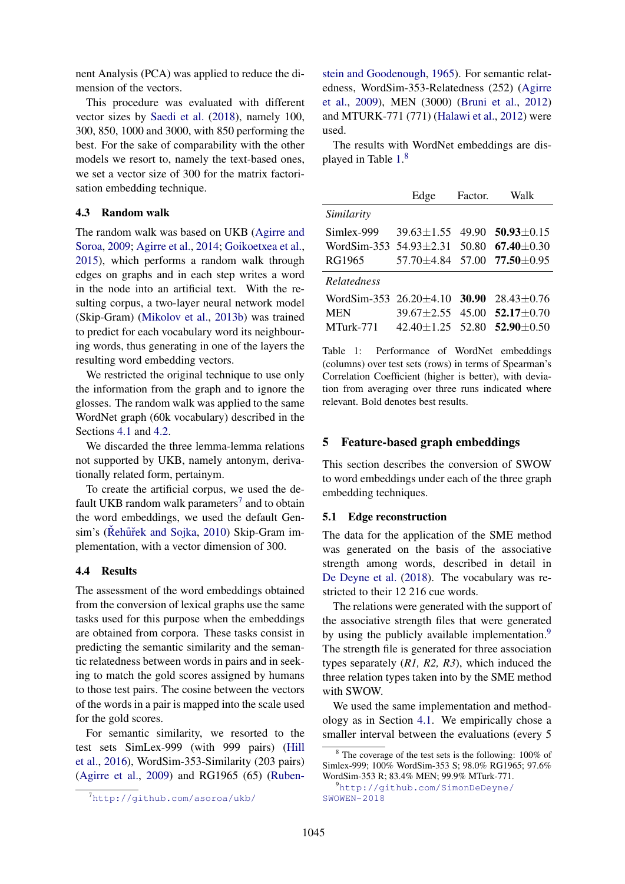nent Analysis (PCA) was applied to reduce the dimension of the vectors.

This procedure was evaluated with different vector sizes by Saedi et al. (2018), namely 100, 300, 850, 1000 and 3000, with 850 performing the best. For the sake of comparability with the other models we resort to, namely the text-based ones, we set a vector size of 300 for the matrix factorisation embedding technique.

### 4.3 Random walk

The random walk was based on UKB (Agirre and Soroa, 2009; Agirre et al., 2014; Goikoetxea et al., 2015), which performs a random walk through edges on graphs and in each step writes a word in the node into an artificial text. With the resulting corpus, a two-layer neural network model (Skip-Gram) (Mikolov et al., 2013b) was trained to predict for each vocabulary word its neighbouring words, thus generating in one of the layers the resulting word embedding vectors.

We restricted the original technique to use only the information from the graph and to ignore the glosses. The random walk was applied to the same WordNet graph (60k vocabulary) described in the Sections 4.1 and 4.2.

We discarded the three lemma-lemma relations not supported by UKB, namely antonym, derivationally related form, pertainym.

To create the artificial corpus, we used the default UKB random walk parameters[7] and to obtain the word embeddings, we used the default Gensim's (Řehůřek and Sojka, 2010) Skip-Gram implementation, with a vector dimension of 300.

### 4.4 Results

The assessment of the word embeddings obtained from the conversion of lexical graphs use the same tasks used for this purpose when the embeddings are obtained from corpora. These tasks consist in predicting the semantic similarity and the semantic relatedness between words in pairs and in seeking to match the gold scores assigned by humans to those test pairs. The cosine between the vectors of the words in a pair is mapped into the scale used for the gold scores.

For semantic similarity, we resorted to the test sets SimLex-999 (with 999 pairs) (Hill et al., 2016), WordSim-353-Similarity (203 pairs) (Agirre et al., 2009) and RG1965 (65) (Rubenstein and Goodenough, 1965). For semantic relatedness, WordSim-353-Relatedness (252) (Agirre et al., 2009), MEN (3000) (Bruni et al., 2012) and MTURK-771 (771) (Halawi et al., 2012) were used.

The results with WordNet embeddings are displayed in Table 1.[8]

| | Edge | Factor. | Walk |
|---|---|---|---|
| *Similarity* | | | |
| Simlex-999 | 39.63±1.55 | 49.90 | **50.93**±0.15 |
| WordSim-353 | 54.93±2.31 | 50.80 | **67.40**±0.30 |
| RG1965 | 57.70±4.84 | 57.00 | **77.50**±0.95 |
| *Relatedness* | | | |
| WordSim-353 | 26.20±4.10 | **30.90** | 28.43±0.76 |
| MEN | 39.67±2.55 | 45.00 | **52.17**±0.70 |
| MTurk-771 | 42.40±1.25 | 52.80 | **52.90**±0.50 |

Table 1: Performance of WordNet embeddings (columns) over test sets (rows) in terms of Spearman's Correlation Coefficient (higher is better), with deviation from averaging over three runs indicated where relevant. Bold denotes best results.

## 5 Feature-based graph embeddings

This section describes the conversion of SWOW to word embeddings under each of the three graph embedding techniques.

### 5.1 Edge reconstruction

The data for the application of the SME method was generated on the basis of the associative strength among words, described in detail in De Deyne et al. (2018). The vocabulary was restricted to their 12 216 cue words.

The relations were generated with the support of the associative strength files that were generated by using the publicly available implementation.[9] The strength file is generated for three association types separately (*R1, R2, R3*), which induced the three relation types taken into by the SME method with SWOW.

We used the same implementation and methodology as in Section 4.1. We empirically chose a smaller interval between the evaluations (every 5

[7] http://github.com/asoroa/ukb/

[8] The coverage of the test sets is the following: 100% of Simlex-999; 100% WordSim-353 S; 98.0% RG1965; 97.6% WordSim-353 R; 83.4% MEN; 99.9% MTurk-771.

[9] http://github.com/SimonDeDeyne/SWOWEN-2018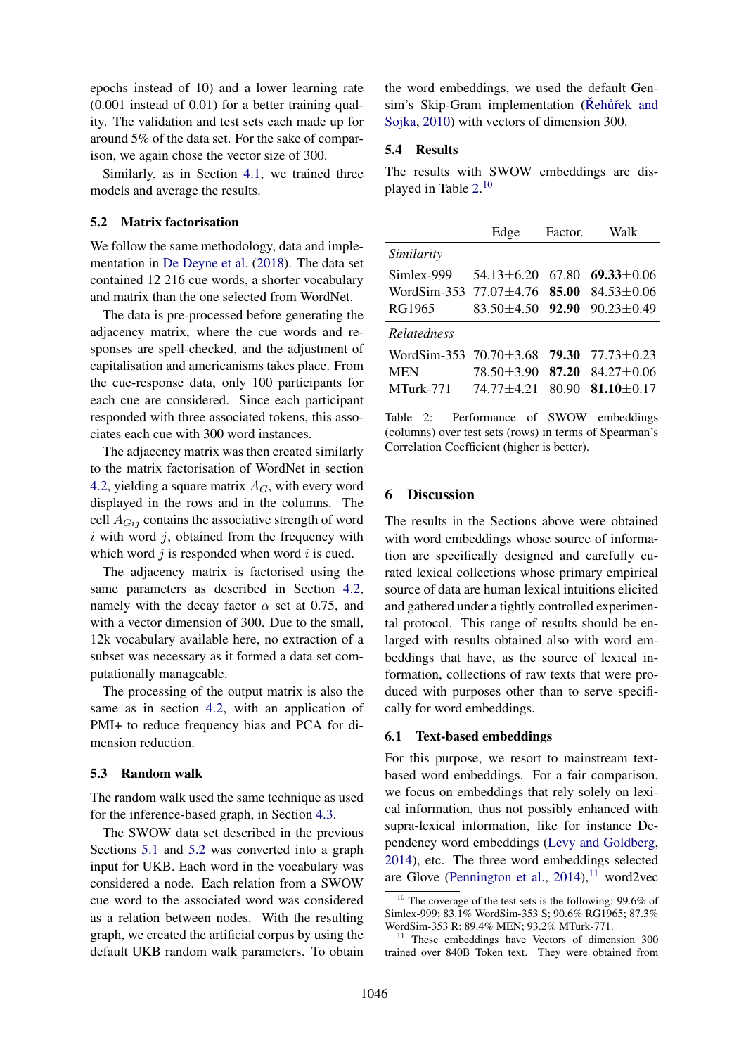epochs instead of 10) and a lower learning rate (0.001 instead of 0.01) for a better training quality. The validation and test sets each made up for around 5% of the data set. For the sake of comparison, we again chose the vector size of 300.

Similarly, as in Section 4.1, we trained three models and average the results.

### 5.2 Matrix factorisation

We follow the same methodology, data and implementation in De Deyne et al. (2018). The data set contained 12 216 cue words, a shorter vocabulary and matrix than the one selected from WordNet.

The data is pre-processed before generating the adjacency matrix, where the cue words and responses are spell-checked, and the adjustment of capitalisation and americanisms takes place. From the cue-response data, only 100 participants for each cue are considered. Since each participant responded with three associated tokens, this associates each cue with 300 word instances.

The adjacency matrix was then created similarly to the matrix factorisation of WordNet in section 4.2, yielding a square matrix $A_G$, with every word displayed in the rows and in the columns. The cell $A_{Gij}$ contains the associative strength of word $i$ with word $j$, obtained from the frequency with which word $j$ is responded when word $i$ is cued.

The adjacency matrix is factorised using the same parameters as described in Section 4.2, namely with the decay factor $\alpha$ set at 0.75, and with a vector dimension of 300. Due to the small, 12k vocabulary available here, no extraction of a subset was necessary as it formed a data set computationally manageable.

The processing of the output matrix is also the same as in section 4.2, with an application of PMI+ to reduce frequency bias and PCA for dimension reduction.

### 5.3 Random walk

The random walk used the same technique as used for the inference-based graph, in Section 4.3.

The SWOW data set described in the previous Sections 5.1 and 5.2 was converted into a graph input for UKB. Each word in the vocabulary was considered a node. Each relation from a SWOW cue word to the associated word was considered as a relation between nodes. With the resulting graph, we created the artificial corpus by using the default UKB random walk parameters. To obtain the word embeddings, we used the default Gensim's Skip-Gram implementation (Řehůřek and Sojka, 2010) with vectors of dimension 300.

### 5.4 Results

The results with SWOW embeddings are displayed in Table 2.[10]

| | Edge | Factor. | Walk |
|---|---|---|---|
| *Similarity* | | | |
| Simlex-999 | 54.13±6.20 | 67.80 | **69.33**±0.06 |
| WordSim-353 | 77.07±4.76 | **85.00** | 84.53±0.06 |
| RG1965 | 83.50±4.50 | **92.90** | 90.23±0.49 |
| *Relatedness* | | | |
| WordSim-353 | 70.70±3.68 | **79.30** | 77.73±0.23 |
| MEN | 78.50±3.90 | **87.20** | 84.27±0.06 |
| MTurk-771 | 74.77±4.21 | 80.90 | **81.10**±0.17 |

Table 2: Performance of SWOW embeddings (columns) over test sets (rows) in terms of Spearman's Correlation Coefficient (higher is better).

## 6 Discussion

The results in the Sections above were obtained with word embeddings whose source of information are specifically designed and carefully curated lexical collections whose primary empirical source of data are human lexical intuitions elicited and gathered under a tightly controlled experimental protocol. This range of results should be enlarged with results obtained also with word embeddings that have, as the source of lexical information, collections of raw texts that were produced with purposes other than to serve specifically for word embeddings.

### 6.1 Text-based embeddings

For this purpose, we resort to mainstream text-based word embeddings. For a fair comparison, we focus on embeddings that rely solely on lexical information, thus not possibly enhanced with supra-lexical information, like for instance Dependency word embeddings (Levy and Goldberg, 2014), etc. The three word embeddings selected are Glove (Pennington et al., 2014),[11] word2vec

[10] The coverage of the test sets is the following: 99.6% of Simlex-999; 83.1% WordSim-353 S; 90.6% RG1965; 87.3% WordSim-353 R; 89.4% MEN; 93.2% MTurk-771.

[11] These embeddings have Vectors of dimension 300 trained over 840B Token text. They were obtained from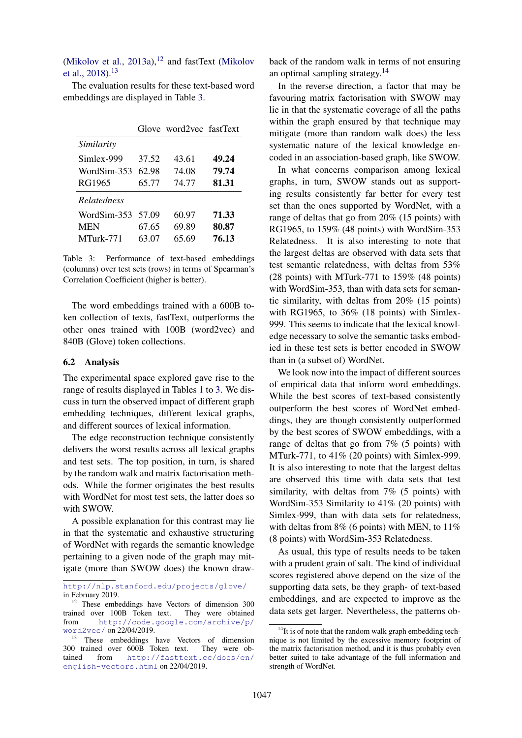(Mikolov et al., 2013a),[12] and fastText (Mikolov et al., 2018).[13]

The evaluation results for these text-based word embeddings are displayed in Table 3.

| | Glove | word2vec | fastText |
|---|---|---|---|
| *Similarity* | | | |
| Simlex-999 | 37.52 | 43.61 | **49.24** |
| WordSim-353 | 62.98 | 74.08 | **79.74** |
| RG1965 | 65.77 | 74.77 | **81.31** |
| *Relatedness* | | | |
| WordSim-353 | 57.09 | 60.97 | **71.33** |
| MEN | 67.65 | 69.89 | **80.87** |
| MTurk-771 | 63.07 | 65.69 | **76.13** |

Table 3: Performance of text-based embeddings (columns) over test sets (rows) in terms of Spearman's Correlation Coefficient (higher is better).

The word embeddings trained with a 600B token collection of texts, fastText, outperforms the other ones trained with 100B (word2vec) and 840B (Glove) token collections.

### 6.2 Analysis

The experimental space explored gave rise to the range of results displayed in Tables 1 to 3. We discuss in turn the observed impact of different graph embedding techniques, different lexical graphs, and different sources of lexical information.

The edge reconstruction technique consistently delivers the worst results across all lexical graphs and test sets. The top position, in turn, is shared by the random walk and matrix factorisation methods. While the former originates the best results with WordNet for most test sets, the latter does so with SWOW.

A possible explanation for this contrast may lie in that the systematic and exhaustive structuring of WordNet with regards the semantic knowledge pertaining to a given node of the graph may mitigate (more than SWOW does) the known drawback of the random walk in terms of not ensuring an optimal sampling strategy.[14]

In the reverse direction, a factor that may be favouring matrix factorisation with SWOW may lie in that the systematic coverage of all the paths within the graph ensured by that technique may mitigate (more than random walk does) the less systematic nature of the lexical knowledge encoded in an association-based graph, like SWOW.

In what concerns comparison among lexical graphs, in turn, SWOW stands out as supporting results consistently far better for every test set than the ones supported by WordNet, with a range of deltas that go from 20% (15 points) with RG1965, to 159% (48 points) with WordSim-353 Relatedness. It is also interesting to note that the largest deltas are observed with data sets that test semantic relatedness, with deltas from 53% (28 points) with MTurk-771 to 159% (48 points) with WordSim-353, than with data sets for semantic similarity, with deltas from 20% (15 points) with RG1965, to 36% (18 points) with Simlex-999. This seems to indicate that the lexical knowledge necessary to solve the semantic tasks embodied in these test sets is better encoded in SWOW than in (a subset of) WordNet.

We look now into the impact of different sources of empirical data that inform word embeddings. While the best scores of text-based consistently outperform the best scores of WordNet embeddings, they are though consistently outperformed by the best scores of SWOW embeddings, with a range of deltas that go from 7% (5 points) with MTurk-771, to 41% (20 points) with Simlex-999. It is also interesting to note that the largest deltas are observed this time with data sets that test similarity, with deltas from 7% (5 points) with WordSim-353 Similarity to 41% (20 points) with Simlex-999, than with data sets for relatedness, with deltas from 8% (6 points) with MEN, to 11% (8 points) with WordSim-353 Relatedness.

As usual, this type of results needs to be taken with a prudent grain of salt. The kind of individual scores registered above depend on the size of the supporting data sets, be they graph- of text-based embeddings, and are expected to improve as the data sets get larger. Nevertheless, the patterns ob-

---

http://nlp.stanford.edu/projects/glove/ in February 2019.

[12] These embeddings have Vectors of dimension 300 trained over 100B Token text. They were obtained from http://code.google.com/archive/p/word2vec/ on 22/04/2019.

[13] These embeddings have Vectors of dimension 300 trained over 600B Token text. They were obtained from http://fasttext.cc/docs/en/english-vectors.html on 22/04/2019.

[14] It is of note that the random walk graph embedding technique is not limited by the excessive memory footprint of the matrix factorisation method, and it is thus probably even better suited to take advantage of the full information and strength of WordNet.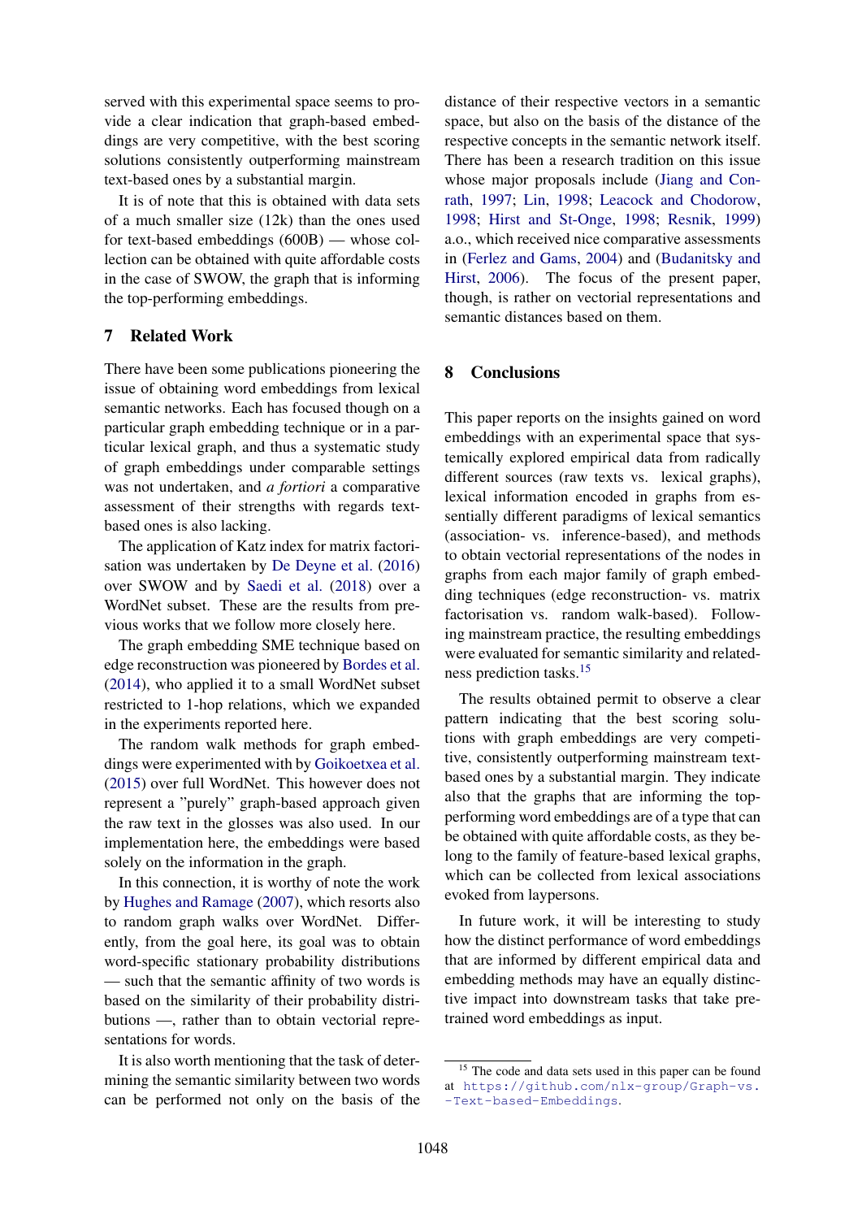served with this experimental space seems to provide a clear indication that graph-based embeddings are very competitive, with the best scoring solutions consistently outperforming mainstream text-based ones by a substantial margin.

It is of note that this is obtained with data sets of a much smaller size (12k) than the ones used for text-based embeddings (600B) — whose collection can be obtained with quite affordable costs in the case of SWOW, the graph that is informing the top-performing embeddings.

## 7 Related Work

There have been some publications pioneering the issue of obtaining word embeddings from lexical semantic networks. Each has focused though on a particular graph embedding technique or in a particular lexical graph, and thus a systematic study of graph embeddings under comparable settings was not undertaken, and *a fortiori* a comparative assessment of their strengths with regards text-based ones is also lacking.

The application of Katz index for matrix factorisation was undertaken by De Deyne et al. (2016) over SWOW and by Saedi et al. (2018) over a WordNet subset. These are the results from previous works that we follow more closely here.

The graph embedding SME technique based on edge reconstruction was pioneered by Bordes et al. (2014), who applied it to a small WordNet subset restricted to 1-hop relations, which we expanded in the experiments reported here.

The random walk methods for graph embeddings were experimented with by Goikoetxea et al. (2015) over full WordNet. This however does not represent a "purely" graph-based approach given the raw text in the glosses was also used. In our implementation here, the embeddings were based solely on the information in the graph.

In this connection, it is worthy of note the work by Hughes and Ramage (2007), which resorts also to random graph walks over WordNet. Differently, from the goal here, its goal was to obtain word-specific stationary probability distributions — such that the semantic affinity of two words is based on the similarity of their probability distributions —, rather than to obtain vectorial representations for words.

It is also worth mentioning that the task of determining the semantic similarity between two words can be performed not only on the basis of the distance of their respective vectors in a semantic space, but also on the basis of the distance of the respective concepts in the semantic network itself. There has been a research tradition on this issue whose major proposals include (Jiang and Conrath, 1997; Lin, 1998; Leacock and Chodorow, 1998; Hirst and St-Onge, 1998; Resnik, 1999) a.o., which received nice comparative assessments in (Ferlez and Gams, 2004) and (Budanitsky and Hirst, 2006). The focus of the present paper, though, is rather on vectorial representations and semantic distances based on them.

## 8 Conclusions

This paper reports on the insights gained on word embeddings with an experimental space that systemically explored empirical data from radically different sources (raw texts vs. lexical graphs), lexical information encoded in graphs from essentially different paradigms of lexical semantics (association- vs. inference-based), and methods to obtain vectorial representations of the nodes in graphs from each major family of graph embedding techniques (edge reconstruction- vs. matrix factorisation vs. random walk-based). Following mainstream practice, the resulting embeddings were evaluated for semantic similarity and relatedness prediction tasks.[15]

The results obtained permit to observe a clear pattern indicating that the best scoring solutions with graph embeddings are very competitive, consistently outperforming mainstream text-based ones by a substantial margin. They indicate also that the graphs that are informing the top-performing word embeddings are of a type that can be obtained with quite affordable costs, as they belong to the family of feature-based lexical graphs, which can be collected from lexical associations evoked from laypersons.

In future work, it will be interesting to study how the distinct performance of word embeddings that are informed by different empirical data and embedding methods may have an equally distinctive impact into downstream tasks that take pretrained word embeddings as input.

[15] The code and data sets used in this paper can be found at https://github.com/nlx-group/Graph-vs.-Text-based-Embeddings.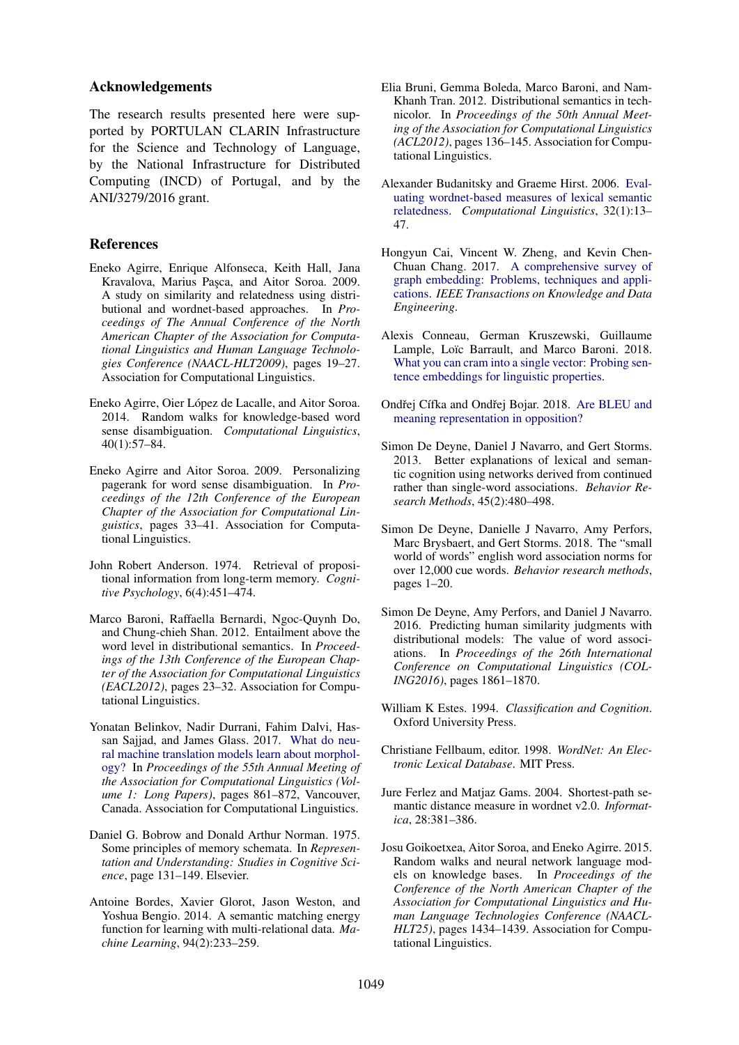## Acknowledgements

The research results presented here were supported by PORTULAN CLARIN Infrastructure for the Science and Technology of Language, by the National Infrastructure for Distributed Computing (INCD) of Portugal, and by the ANI/3279/2016 grant.

## References

Eneko Agirre, Enrique Alfonseca, Keith Hall, Jana Kravalova, Marius Paşca, and Aitor Soroa. 2009. A study on similarity and relatedness using distributional and wordnet-based approaches. In *Proceedings of The Annual Conference of the North American Chapter of the Association for Computational Linguistics and Human Language Technologies Conference (NAACL-HLT2009)*, pages 19–27. Association for Computational Linguistics.

Eneko Agirre, Oier López de Lacalle, and Aitor Soroa. 2014. Random walks for knowledge-based word sense disambiguation. *Computational Linguistics*, 40(1):57–84.

Eneko Agirre and Aitor Soroa. 2009. Personalizing pagerank for word sense disambiguation. In *Proceedings of the 12th Conference of the European Chapter of the Association for Computational Linguistics*, pages 33–41. Association for Computational Linguistics.

John Robert Anderson. 1974. Retrieval of propositional information from long-term memory. *Cognitive Psychology*, 6(4):451–474.

Marco Baroni, Raffaella Bernardi, Ngoc-Quynh Do, and Chung-chieh Shan. 2012. Entailment above the word level in distributional semantics. In *Proceedings of the 13th Conference of the European Chapter of the Association for Computational Linguistics (EACL2012)*, pages 23–32. Association for Computational Linguistics.

Yonatan Belinkov, Nadir Durrani, Fahim Dalvi, Hassan Sajjad, and James Glass. 2017. What do neural machine translation models learn about morphology? In *Proceedings of the 55th Annual Meeting of the Association for Computational Linguistics (Volume 1: Long Papers)*, pages 861–872, Vancouver, Canada. Association for Computational Linguistics.

Daniel G. Bobrow and Donald Arthur Norman. 1975. Some principles of memory schemata. In *Representation and Understanding: Studies in Cognitive Science*, page 131–149. Elsevier.

Antoine Bordes, Xavier Glorot, Jason Weston, and Yoshua Bengio. 2014. A semantic matching energy function for learning with multi-relational data. *Machine Learning*, 94(2):233–259.

Elia Bruni, Gemma Boleda, Marco Baroni, and Nam-Khanh Tran. 2012. Distributional semantics in technicolor. In *Proceedings of the 50th Annual Meeting of the Association for Computational Linguistics (ACL2012)*, pages 136–145. Association for Computational Linguistics.

Alexander Budanitsky and Graeme Hirst. 2006. Evaluating wordnet-based measures of lexical semantic relatedness. *Computational Linguistics*, 32(1):13–47.

Hongyun Cai, Vincent W. Zheng, and Kevin Chen-Chuan Chang. 2017. A comprehensive survey of graph embedding: Problems, techniques and applications. *IEEE Transactions on Knowledge and Data Engineering*.

Alexis Conneau, German Kruszewski, Guillaume Lample, Loïc Barrault, and Marco Baroni. 2018. What you can cram into a single vector: Probing sentence embeddings for linguistic properties.

Ondřej Cífka and Ondřej Bojar. 2018. Are BLEU and meaning representation in opposition?

Simon De Deyne, Daniel J Navarro, and Gert Storms. 2013. Better explanations of lexical and semantic cognition using networks derived from continued rather than single-word associations. *Behavior Research Methods*, 45(2):480–498.

Simon De Deyne, Danielle J Navarro, Amy Perfors, Marc Brysbaert, and Gert Storms. 2018. The "small world of words" english word association norms for over 12,000 cue words. *Behavior research methods*, pages 1–20.

Simon De Deyne, Amy Perfors, and Daniel J Navarro. 2016. Predicting human similarity judgments with distributional models: The value of word associations. In *Proceedings of the 26th International Conference on Computational Linguistics (COLING2016)*, pages 1861–1870.

William K Estes. 1994. *Classification and Cognition*. Oxford University Press.

Christiane Fellbaum, editor. 1998. *WordNet: An Electronic Lexical Database*. MIT Press.

Jure Ferlez and Matjaz Gams. 2004. Shortest-path semantic distance measure in wordnet v2.0. *Informatica*, 28:381–386.

Josu Goikoetxea, Aitor Soroa, and Eneko Agirre. 2015. Random walks and neural network language models on knowledge bases. In *Proceedings of the Conference of the North American Chapter of the Association for Computational Linguistics and Human Language Technologies Conference (NAACL-HLT25)*, pages 1434–1439. Association for Computational Linguistics.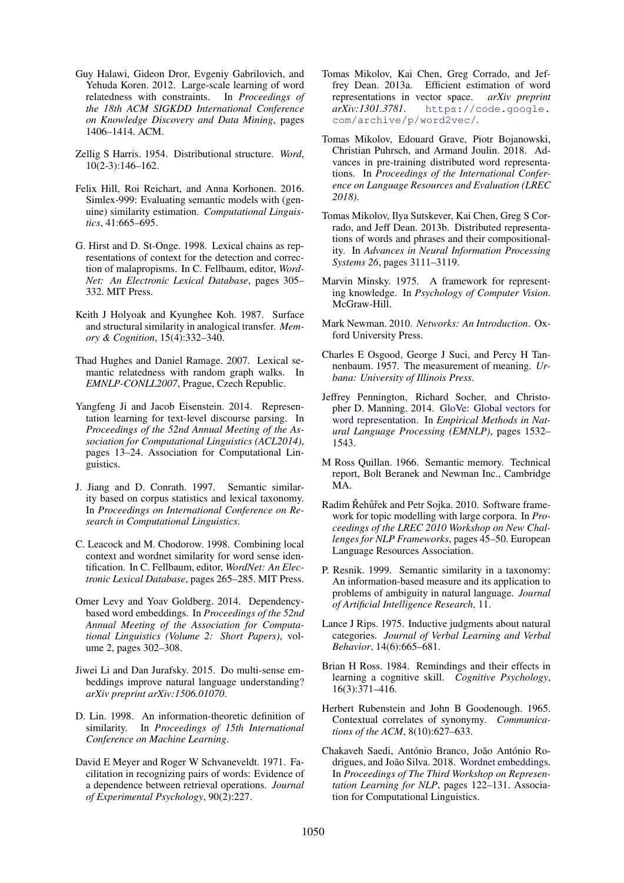Guy Halawi, Gideon Dror, Evgeniy Gabrilovich, and Yehuda Koren. 2012. Large-scale learning of word relatedness with constraints. In *Proceedings of the 18th ACM SIGKDD International Conference on Knowledge Discovery and Data Mining*, pages 1406–1414. ACM.

Zellig S Harris. 1954. Distributional structure. *Word*, 10(2-3):146–162.

Felix Hill, Roi Reichart, and Anna Korhonen. 2016. Simlex-999: Evaluating semantic models with (genuine) similarity estimation. *Computational Linguistics*, 41:665–695.

G. Hirst and D. St-Onge. 1998. Lexical chains as representations of context for the detection and correction of malapropisms. In C. Fellbaum, editor, *WordNet: An Electronic Lexical Database*, pages 305–332. MIT Press.

Keith J Holyoak and Kyunghee Koh. 1987. Surface and structural similarity in analogical transfer. *Memory & Cognition*, 15(4):332–340.

Thad Hughes and Daniel Ramage. 2007. Lexical semantic relatedness with random graph walks. In *EMNLP-CONLL2007*, Prague, Czech Republic.

Yangfeng Ji and Jacob Eisenstein. 2014. Representation learning for text-level discourse parsing. In *Proceedings of the 52nd Annual Meeting of the Association for Computational Linguistics (ACL2014)*, pages 13–24. Association for Computational Linguistics.

J. Jiang and D. Conrath. 1997. Semantic similarity based on corpus statistics and lexical taxonomy. In *Proceedings on International Conference on Research in Computational Linguistics*.

C. Leacock and M. Chodorow. 1998. Combining local context and wordnet similarity for word sense identification. In C. Fellbaum, editor, *WordNet: An Electronic Lexical Database*, pages 265–285. MIT Press.

Omer Levy and Yoav Goldberg. 2014. Dependency-based word embeddings. In *Proceedings of the 52nd Annual Meeting of the Association for Computational Linguistics (Volume 2: Short Papers)*, volume 2, pages 302–308.

Jiwei Li and Dan Jurafsky. 2015. Do multi-sense embeddings improve natural language understanding? *arXiv preprint arXiv:1506.01070*.

D. Lin. 1998. An information-theoretic definition of similarity. In *Proceedings of 15th International Conference on Machine Learning*.

David E Meyer and Roger W Schvaneveldt. 1971. Facilitation in recognizing pairs of words: Evidence of a dependence between retrieval operations. *Journal of Experimental Psychology*, 90(2):227.

Tomas Mikolov, Kai Chen, Greg Corrado, and Jeffrey Dean. 2013a. Efficient estimation of word representations in vector space. *arXiv preprint arXiv:1301.3781*. https://code.google.com/archive/p/word2vec/.

Tomas Mikolov, Edouard Grave, Piotr Bojanowski, Christian Puhrsch, and Armand Joulin. 2018. Advances in pre-training distributed word representations. In *Proceedings of the International Conference on Language Resources and Evaluation (LREC 2018)*.

Tomas Mikolov, Ilya Sutskever, Kai Chen, Greg S Corrado, and Jeff Dean. 2013b. Distributed representations of words and phrases and their compositionality. In *Advances in Neural Information Processing Systems 26*, pages 3111–3119.

Marvin Minsky. 1975. A framework for representing knowledge. In *Psychology of Computer Vision*. McGraw-Hill.

Mark Newman. 2010. *Networks: An Introduction*. Oxford University Press.

Charles E Osgood, George J Suci, and Percy H Tannenbaum. 1957. The measurement of meaning. *Urbana: University of Illinois Press*.

Jeffrey Pennington, Richard Socher, and Christopher D. Manning. 2014. GloVe: Global vectors for word representation. In *Empirical Methods in Natural Language Processing (EMNLP)*, pages 1532–1543.

M Ross Quillan. 1966. Semantic memory. Technical report, Bolt Beranek and Newman Inc., Cambridge MA.

Radim Řehůřek and Petr Sojka. 2010. Software framework for topic modelling with large corpora. In *Proceedings of the LREC 2010 Workshop on New Challenges for NLP Frameworks*, pages 45–50. European Language Resources Association.

P. Resnik. 1999. Semantic similarity in a taxonomy: An information-based measure and its application to problems of ambiguity in natural language. *Journal of Artificial Intelligence Research*, 11.

Lance J Rips. 1975. Inductive judgments about natural categories. *Journal of Verbal Learning and Verbal Behavior*, 14(6):665–681.

Brian H Ross. 1984. Remindings and their effects in learning a cognitive skill. *Cognitive Psychology*, 16(3):371–416.

Herbert Rubenstein and John B Goodenough. 1965. Contextual correlates of synonymy. *Communications of the ACM*, 8(10):627–633.

Chakaveh Saedi, António Branco, João António Rodrigues, and João Silva. 2018. Wordnet embeddings. In *Proceedings of The Third Workshop on Representation Learning for NLP*, pages 122–131. Association for Computational Linguistics.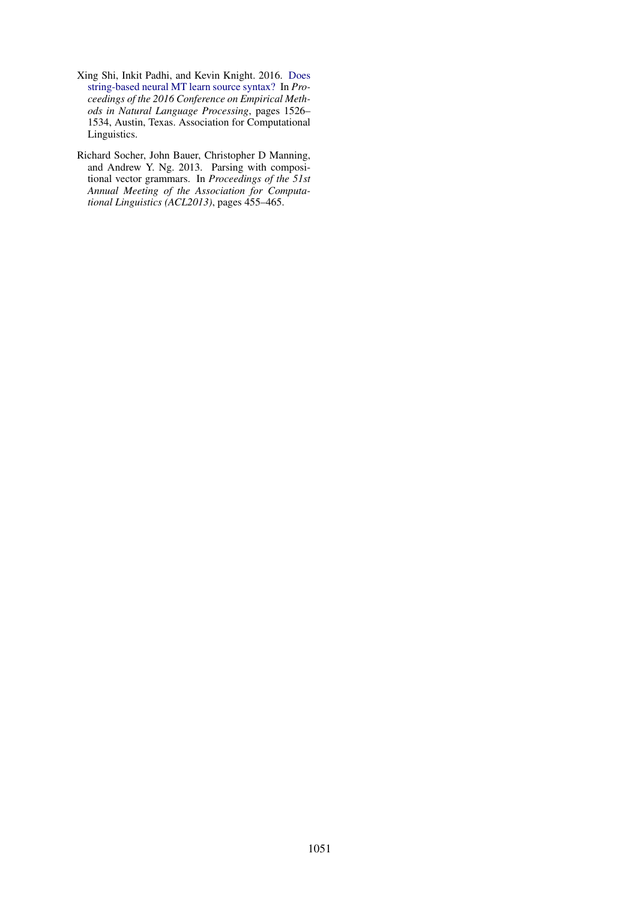Xing Shi, Inkit Padhi, and Kevin Knight. 2016. Does string-based neural MT learn source syntax? In *Proceedings of the 2016 Conference on Empirical Methods in Natural Language Processing*, pages 1526–1534, Austin, Texas. Association for Computational Linguistics.

Richard Socher, John Bauer, Christopher D Manning, and Andrew Y. Ng. 2013. Parsing with compositional vector grammars. In *Proceedings of the 51st Annual Meeting of the Association for Computational Linguistics (ACL2013)*, pages 455–465.